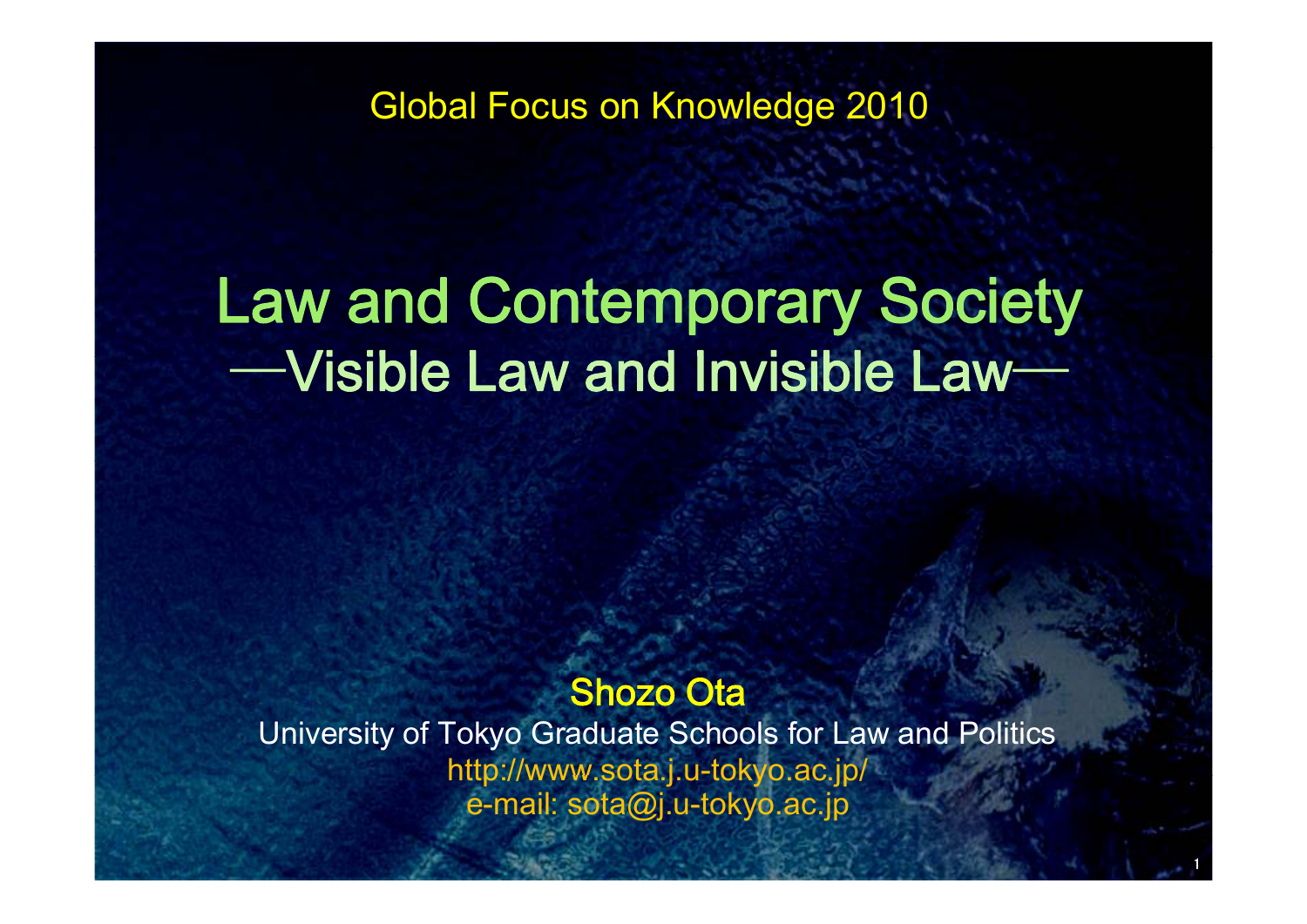Global Focus on Knowledge 2010

# Law and Contemporary Society
## —Visible Law and Invisible Law—

**Shozo Ota**

University of Tokyo Graduate Schools for Law and Politics

http://www.sota.j.u-tokyo.ac.jp/

e-mail: sota@j.u-tokyo.ac.jp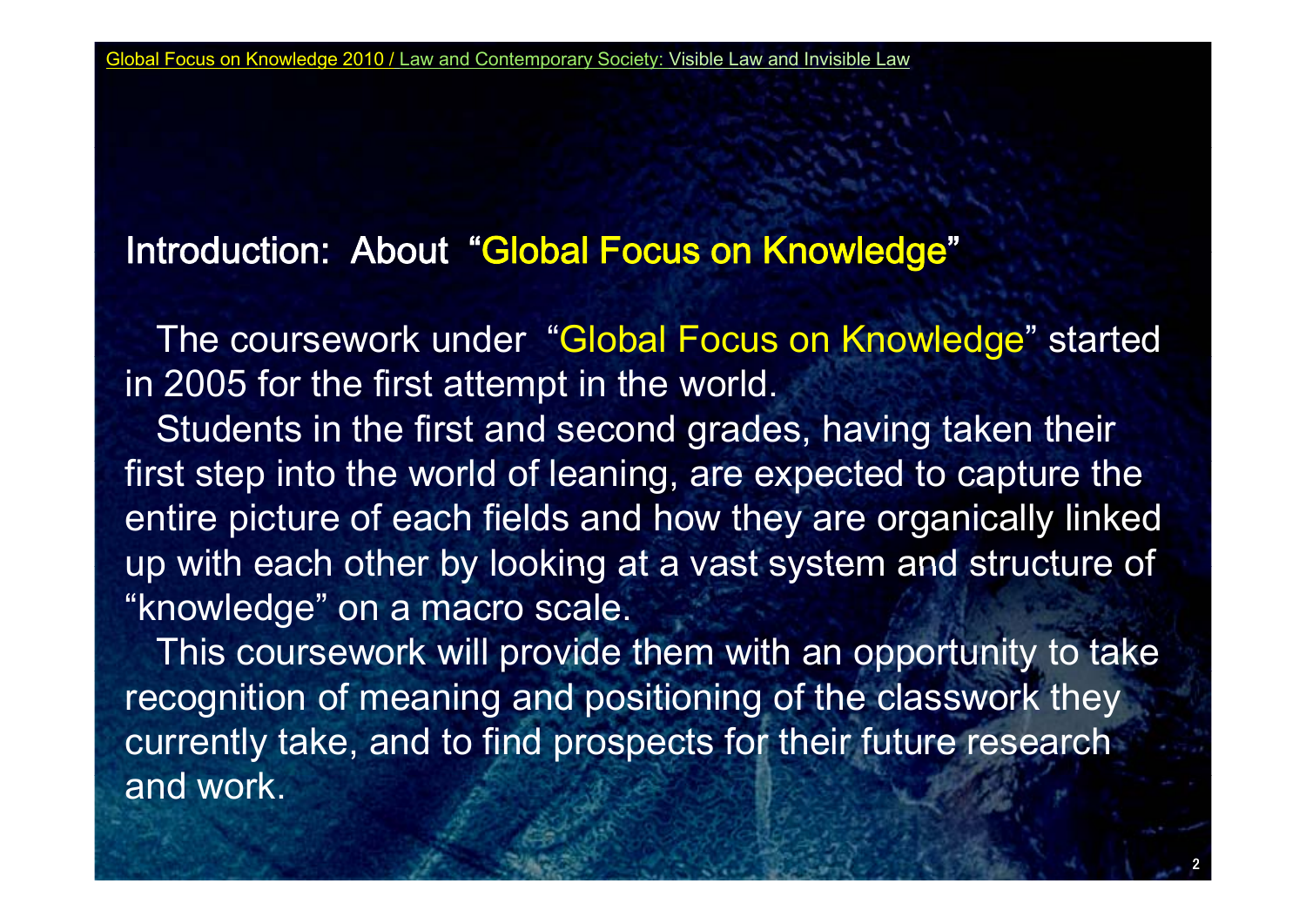## Introduction: About "Global Focus on Knowledge"

The coursework under "Global Focus on Knowledge" started in 2005 for the first attempt in the world.

Students in the first and second grades, having taken their first step into the world of leaning, are expected to capture the entire picture of each fields and how they are organically linked up with each other by looking at a vast system and structure of "knowledge" on a macro scale.

This coursework will provide them with an opportunity to take recognition of meaning and positioning of the classwork they currently take, and to find prospects for their future research and work.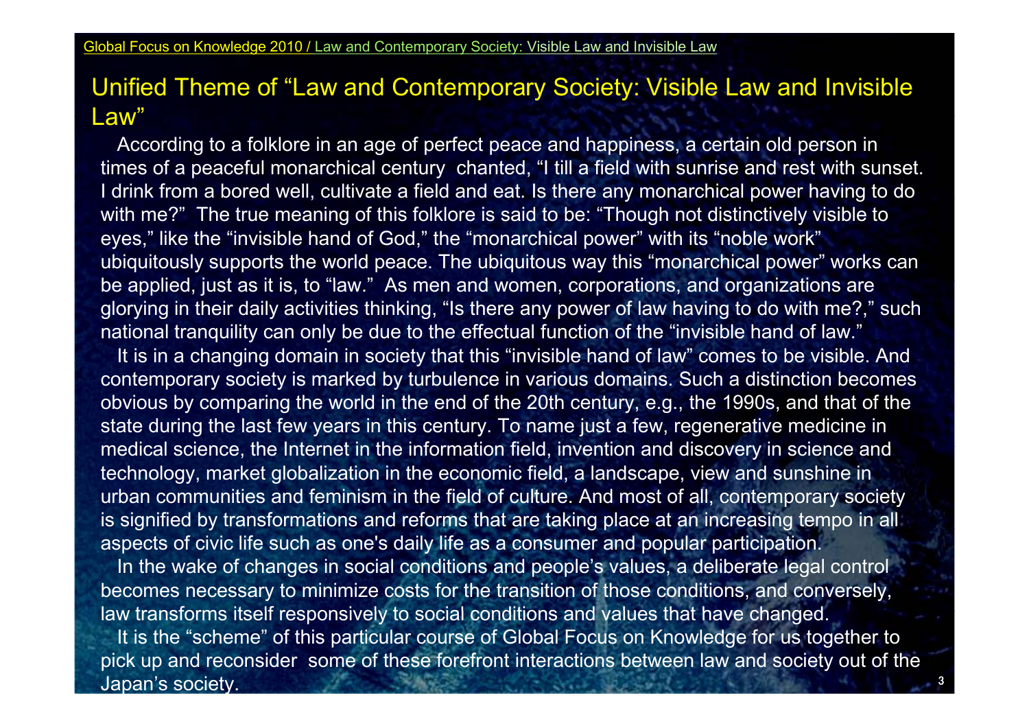## Unified Theme of "Law and Contemporary Society: Visible Law and Invisible Law"

According to a folklore in an age of perfect peace and happiness, a certain old person in times of a peaceful monarchical century chanted, "I till a field with sunrise and rest with sunset. I drink from a bored well, cultivate a field and eat. Is there any monarchical power having to do with me?" The true meaning of this folklore is said to be: "Though not distinctively visible to eyes," like the "invisible hand of God," the "monarchical power" with its "noble work" ubiquitously supports the world peace. The ubiquitous way this "monarchical power" works can be applied, just as it is, to "law." As men and women, corporations, and organizations are glorying in their daily activities thinking, "Is there any power of law having to do with me?," such national tranquility can only be due to the effectual function of the "invisible hand of law."

It is in a changing domain in society that this "invisible hand of law" comes to be visible. And contemporary society is marked by turbulence in various domains. Such a distinction becomes obvious by comparing the world in the end of the 20th century, e.g., the 1990s, and that of the state during the last few years in this century. To name just a few, regenerative medicine in medical science, the Internet in the information field, invention and discovery in science and technology, market globalization in the economic field, a landscape, view and sunshine in urban communities and feminism in the field of culture. And most of all, contemporary society is signified by transformations and reforms that are taking place at an increasing tempo in all aspects of civic life such as one's daily life as a consumer and popular participation.

In the wake of changes in social conditions and people's values, a deliberate legal control becomes necessary to minimize costs for the transition of those conditions, and conversely, law transforms itself responsively to social conditions and values that have changed.

It is the "scheme" of this particular course of Global Focus on Knowledge for us together to pick up and reconsider some of these forefront interactions between law and society out of the Japan's society.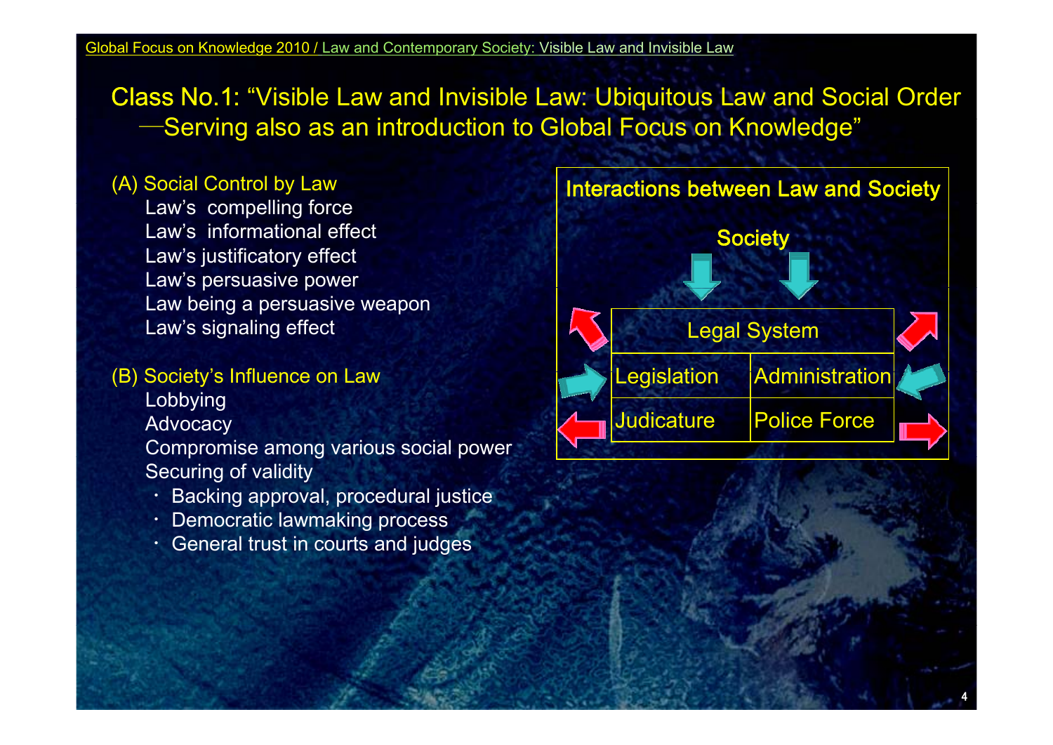## Class No.1: "Visible Law and Invisible Law: Ubiquitous Law and Social Order —Serving also as an introduction to Global Focus on Knowledge"

(A) Social Control by Law

- Law's compelling force
- Law's informational effect
- Law's justificatory effect
- Law's persuasive power
- Law being a persuasive weapon
- Law's signaling effect

(B) Society's Influence on Law

- Lobbying
- Advocacy
- Compromise among various social power
- Securing of validity
  - Backing approval, procedural justice
  - Democratic lawmaking process
  - General trust in courts and judges

**Interactions between Law and Society**

Society

| Legal System | |
|---|---|
| Legislation | Administration |
| Judicature | Police Force |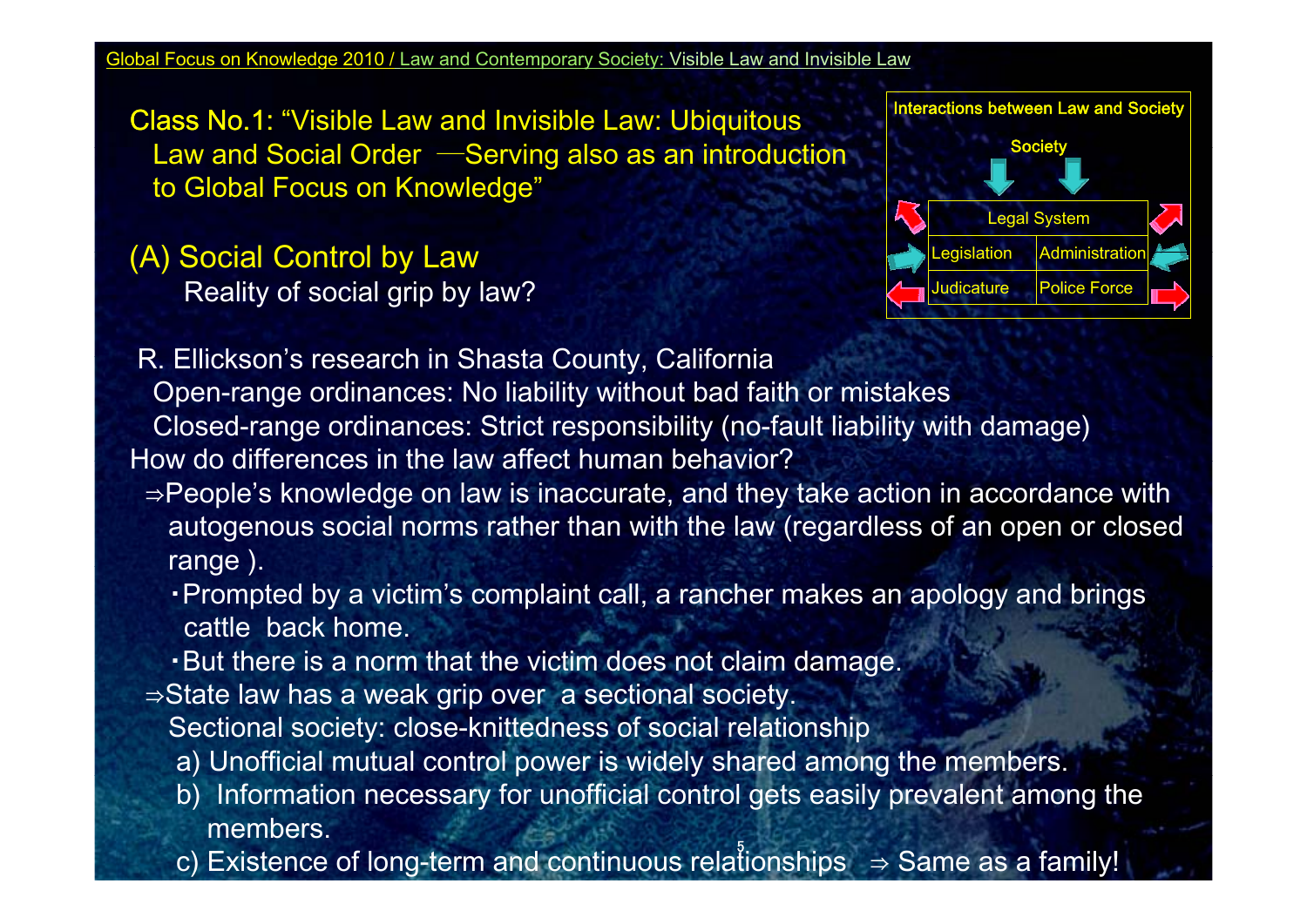## Class No.1: "Visible Law and Invisible Law: Ubiquitous Law and Social Order —Serving also as an introduction to Global Focus on Knowledge"

### (A) Social Control by Law

Reality of social grip by law?

**Interactions between Law and Society**

Society

| Legal System | |
|---|---|
| Legislation | Administration |
| Judicature | Police Force |

R. Ellickson's research in Shasta County, California

Open-range ordinances: No liability without bad faith or mistakes

Closed-range ordinances: Strict responsibility (no-fault liability with damage)

How do differences in the law affect human behavior?

⇒People's knowledge on law is inaccurate, and they take action in accordance with autogenous social norms rather than with the law (regardless of an open or closed range ).

- Prompted by a victim's complaint call, a rancher makes an apology and brings cattle back home.
- But there is a norm that the victim does not claim damage.

⇒State law has a weak grip over a sectional society.

Sectional society: close-knittedness of social relationship

a) Unofficial mutual control power is widely shared among the members.

b) Information necessary for unofficial control gets easily prevalent among the members.

c) Existence of long-term and continuous relationships ⇒ Same as a family!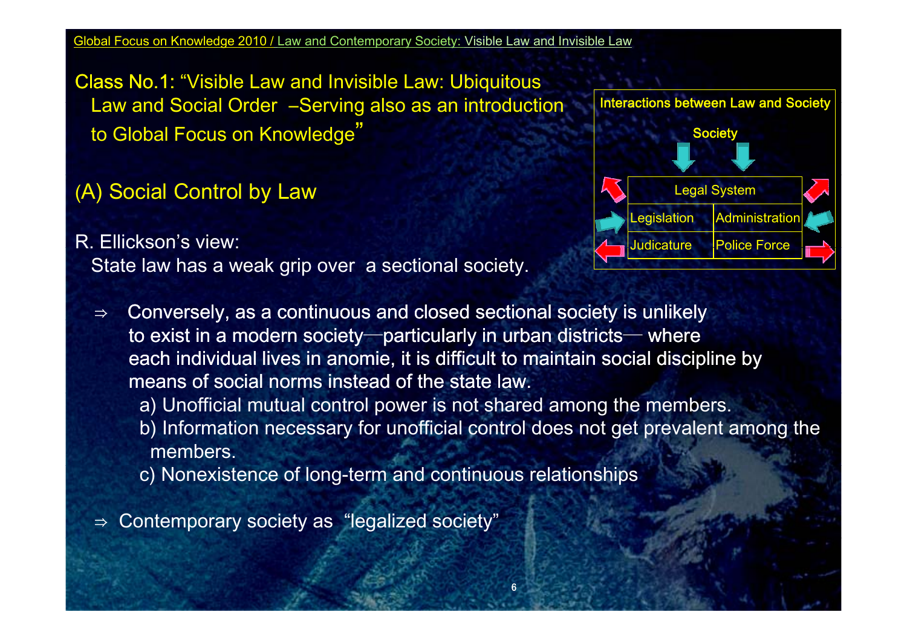# Class No.1: "Visible Law and Invisible Law: Ubiquitous Law and Social Order –Serving also as an introduction to Global Focus on Knowledge"

**Interactions between Law and Society**

Society

| Legal System | |
|---|---|
| Legislation | Administration |
| Judicature | Police Force |

## (A) Social Control by Law

R. Ellickson's view:
State law has a weak grip over a sectional society.

⇒ Conversely, as a continuous and closed sectional society is unlikely to exist in a modern society—particularly in urban districts— where each individual lives in anomie, it is difficult to maintain social discipline by means of social norms instead of the state law.

a) Unofficial mutual control power is not shared among the members.
b) Information necessary for unofficial control does not get prevalent among the members.
c) Nonexistence of long-term and continuous relationships

⇒ Contemporary society as "legalized society"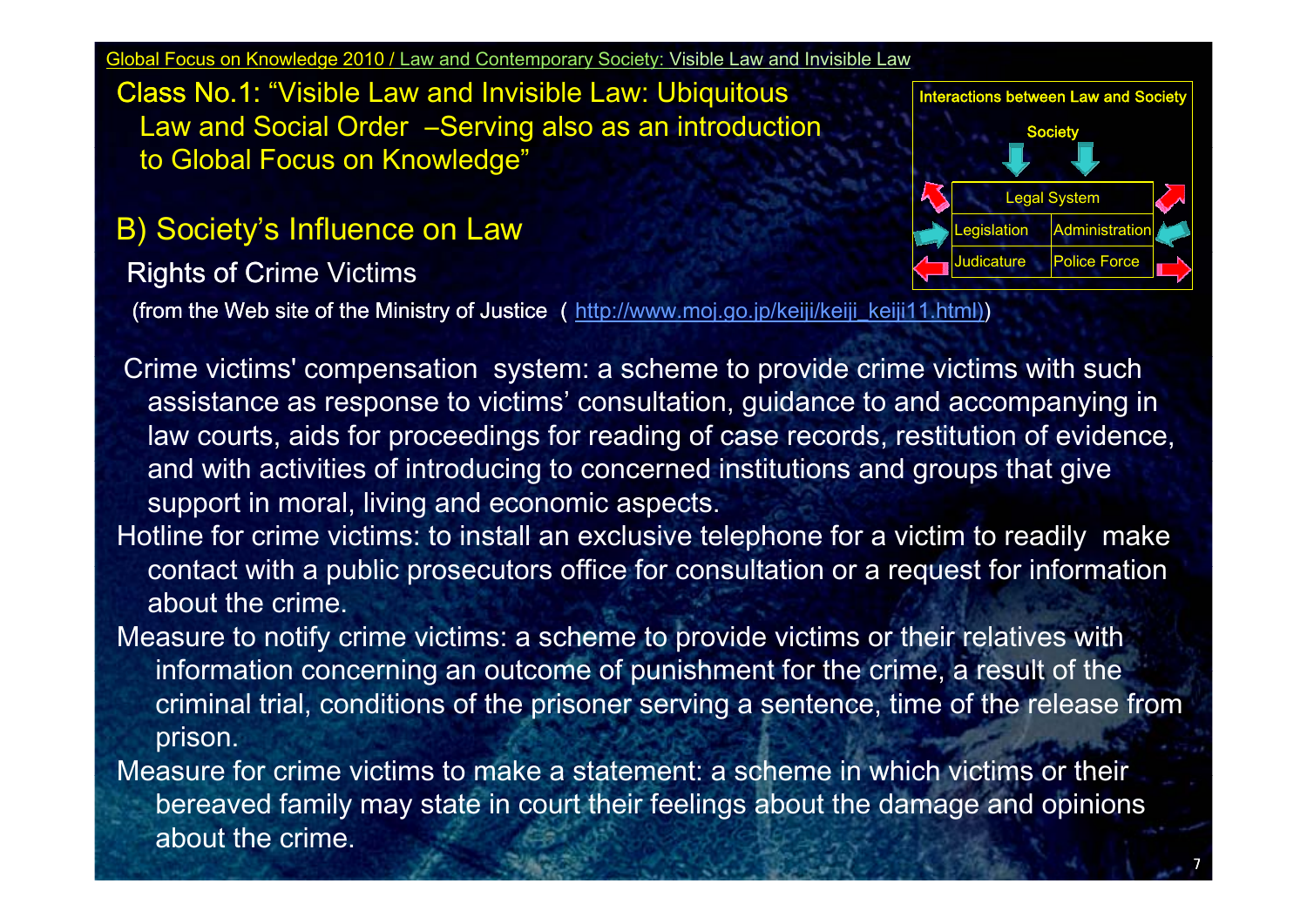Global Focus on Knowledge 2010 / Law and Contemporary Society: Visible Law and Invisible Law

# Class No.1: "Visible Law and Invisible Law: Ubiquitous Law and Social Order –Serving also as an introduction to Global Focus on Knowledge"

**Interactions between Law and Society**

Society

| Legal System | |
|---|---|
| Legislation | Administration |
| Judicature | Police Force |

## B) Society's Influence on Law

### Rights of Crime Victims

(from the Web site of the Ministry of Justice ( http://www.moj.go.jp/keiji/keiji_keiji11.html))

Crime victims' compensation system: a scheme to provide crime victims with such assistance as response to victims' consultation, guidance to and accompanying in law courts, aids for proceedings for reading of case records, restitution of evidence, and with activities of introducing to concerned institutions and groups that give support in moral, living and economic aspects.

Hotline for crime victims: to install an exclusive telephone for a victim to readily make contact with a public prosecutors office for consultation or a request for information about the crime.

Measure to notify crime victims: a scheme to provide victims or their relatives with information concerning an outcome of punishment for the crime, a result of the criminal trial, conditions of the prisoner serving a sentence, time of the release from prison.

Measure for crime victims to make a statement: a scheme in which victims or their bereaved family may state in court their feelings about the damage and opinions about the crime.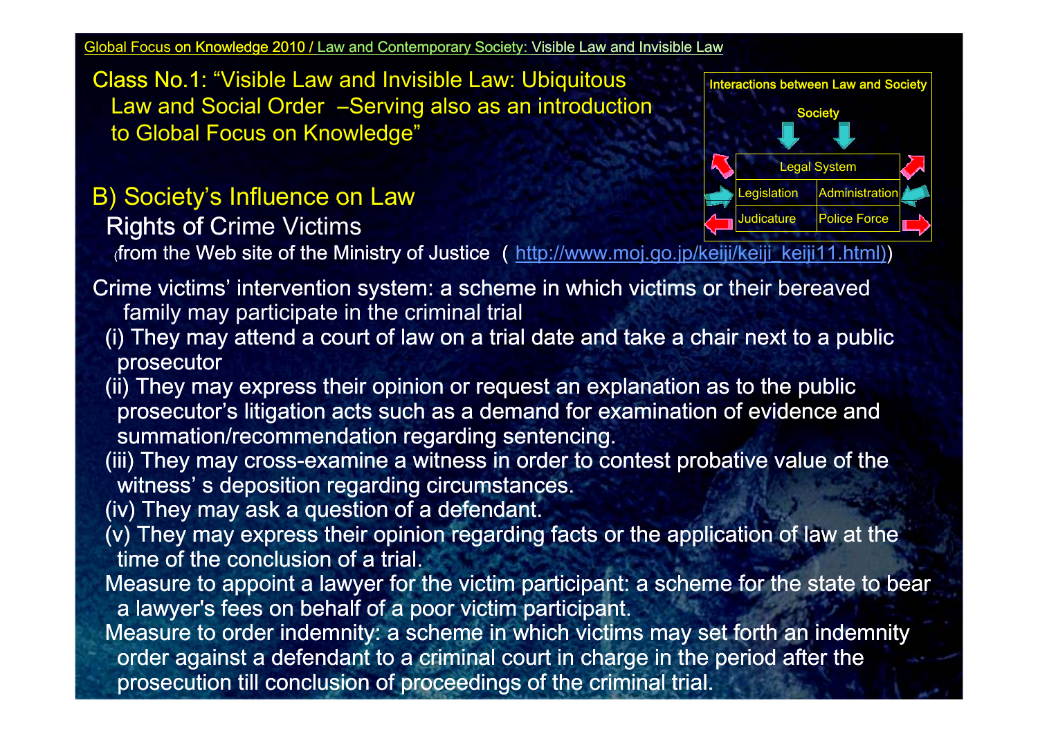# Class No.1: "Visible Law and Invisible Law: Ubiquitous Law and Social Order –Serving also as an introduction to Global Focus on Knowledge"

**Interactions between Law and Society**

Society

| Legal System | |
|---|---|
| Legislation | Administration |
| Judicature | Police Force |

## B) Society's Influence on Law

### Rights of Crime Victims

(from the Web site of the Ministry of Justice ( http://www.moj.go.jp/keiji/keiji_keiji11.html))

Crime victims' intervention system: a scheme in which victims or their bereaved family may participate in the criminal trial

- (i) They may attend a court of law on a trial date and take a chair next to a public prosecutor
- (ii) They may express their opinion or request an explanation as to the public prosecutor's litigation acts such as a demand for examination of evidence and summation/recommendation regarding sentencing.
- (iii) They may cross-examine a witness in order to contest probative value of the witness' s deposition regarding circumstances.
- (iv) They may ask a question of a defendant.
- (v) They may express their opinion regarding facts or the application of law at the time of the conclusion of a trial.

Measure to appoint a lawyer for the victim participant: a scheme for the state to bear a lawyer's fees on behalf of a poor victim participant.

Measure to order indemnity: a scheme in which victims may set forth an indemnity order against a defendant to a criminal court in charge in the period after the prosecution till conclusion of proceedings of the criminal trial.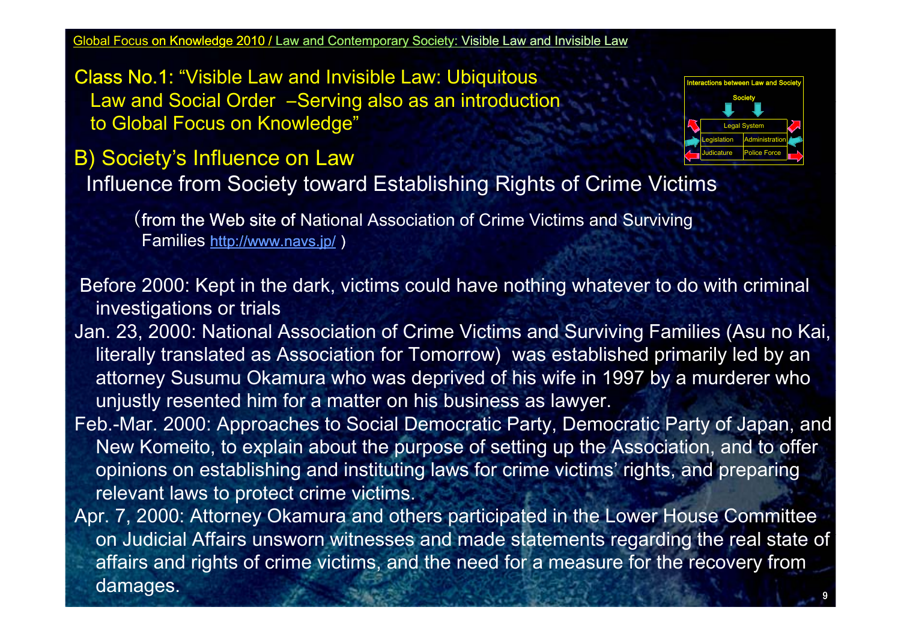Class No.1: “Visible Law and Invisible Law: Ubiquitous Law and Social Order –Serving also as an introduction to Global Focus on Knowledge”

| Interactions between Law and Society | |
|---|---|
| Society | |
| Legal System | |
| Legislation | Administration |
| Judicature | Police Force |

## B) Society’s Influence on Law

### Influence from Society toward Establishing Rights of Crime Victims

（from the Web site of National Association of Crime Victims and Surviving Families http://www.navs.jp/ )

Before 2000: Kept in the dark, victims could have nothing whatever to do with criminal investigations or trials

Jan. 23, 2000: National Association of Crime Victims and Surviving Families (Asu no Kai, literally translated as Association for Tomorrow) was established primarily led by an attorney Susumu Okamura who was deprived of his wife in 1997 by a murderer who unjustly resented him for a matter on his business as lawyer.

Feb.-Mar. 2000: Approaches to Social Democratic Party, Democratic Party of Japan, and New Komeito, to explain about the purpose of setting up the Association, and to offer opinions on establishing and instituting laws for crime victims’ rights, and preparing relevant laws to protect crime victims.

Apr. 7, 2000: Attorney Okamura and others participated in the Lower House Committee on Judicial Affairs unsworn witnesses and made statements regarding the real state of affairs and rights of crime victims, and the need for a measure for the recovery from damages.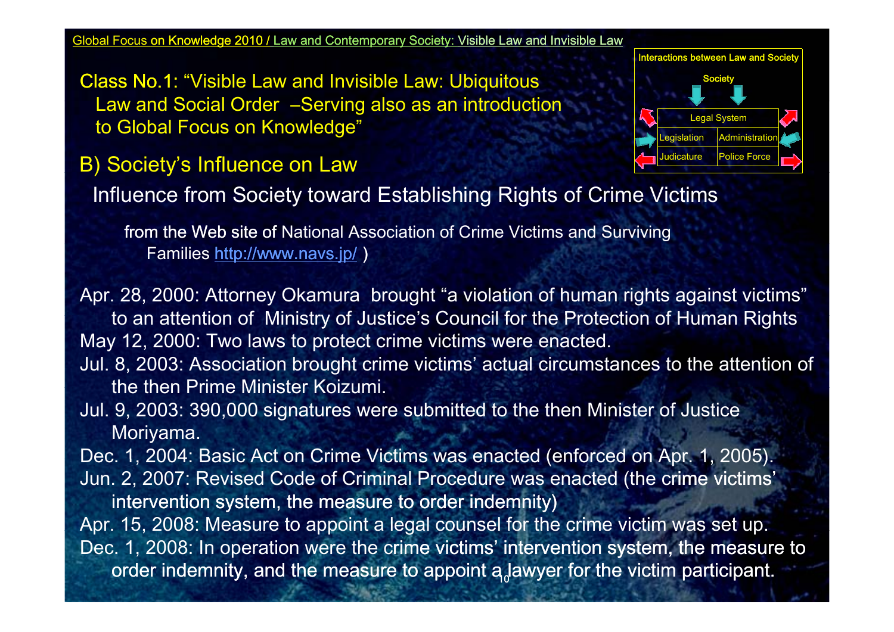Class No.1: "Visible Law and Invisible Law: Ubiquitous Law and Social Order –Serving also as an introduction to Global Focus on Knowledge"

Interactions between Law and Society

Society

| Legal System | |
|---|---|
| Legislation | Administration |
| Judicature | Police Force |

## B) Society's Influence on Law

### Influence from Society toward Establishing Rights of Crime Victims

from the Web site of National Association of Crime Victims and Surviving Families http://www.navs.jp/ )

Apr. 28, 2000: Attorney Okamura brought "a violation of human rights against victims" to an attention of Ministry of Justice's Council for the Protection of Human Rights

May 12, 2000: Two laws to protect crime victims were enacted.

Jul. 8, 2003: Association brought crime victims' actual circumstances to the attention of the then Prime Minister Koizumi.

Jul. 9, 2003: 390,000 signatures were submitted to the then Minister of Justice Moriyama.

Dec. 1, 2004: Basic Act on Crime Victims was enacted (enforced on Apr. 1, 2005).

Jun. 2, 2007: Revised Code of Criminal Procedure was enacted (the crime victims' intervention system, the measure to order indemnity)

Apr. 15, 2008: Measure to appoint a legal counsel for the crime victim was set up.

Dec. 1, 2008: In operation were the crime victims' intervention system, the measure to order indemnity, and the measure to appoint a lawyer for the victim participant.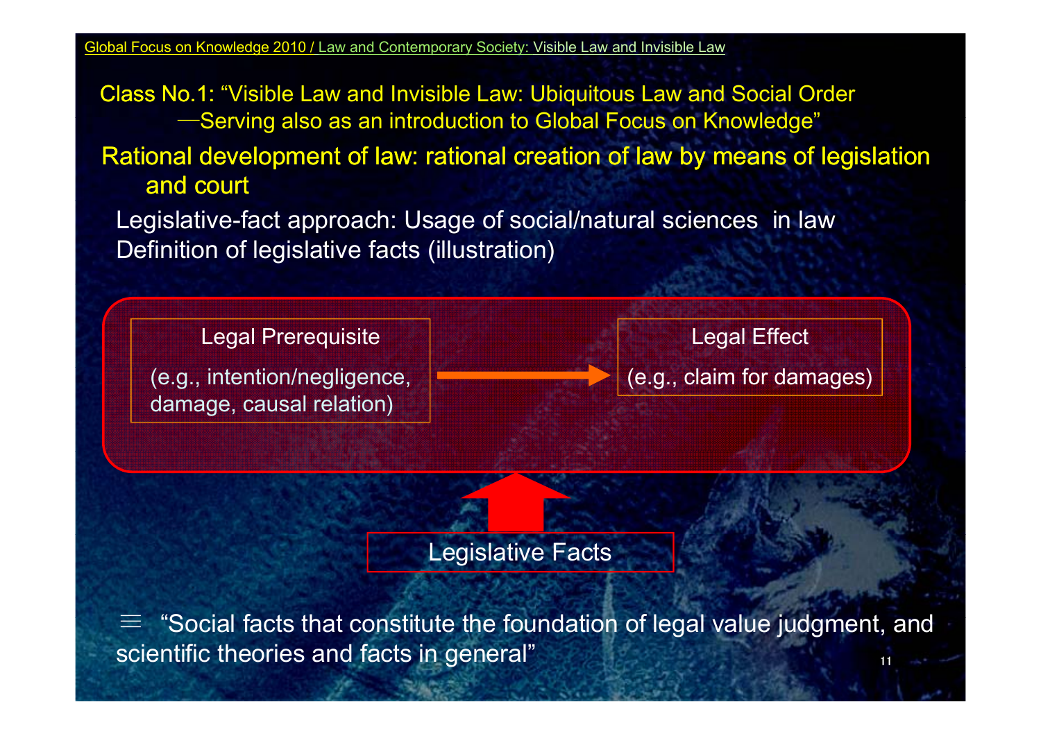Class No.1: "Visible Law and Invisible Law: Ubiquitous Law and Social Order —Serving also as an introduction to Global Focus on Knowledge"

## Rational development of law: rational creation of law by means of legislation and court

Legislative-fact approach: Usage of social/natural sciences in law

Definition of legislative facts (illustration)

**Legal Prerequisite**

(e.g., intention/negligence, damage, causal relation)

→

**Legal Effect**

(e.g., claim for damages)

↑

**Legislative Facts**

≡ "Social facts that constitute the foundation of legal value judgment, and scientific theories and facts in general"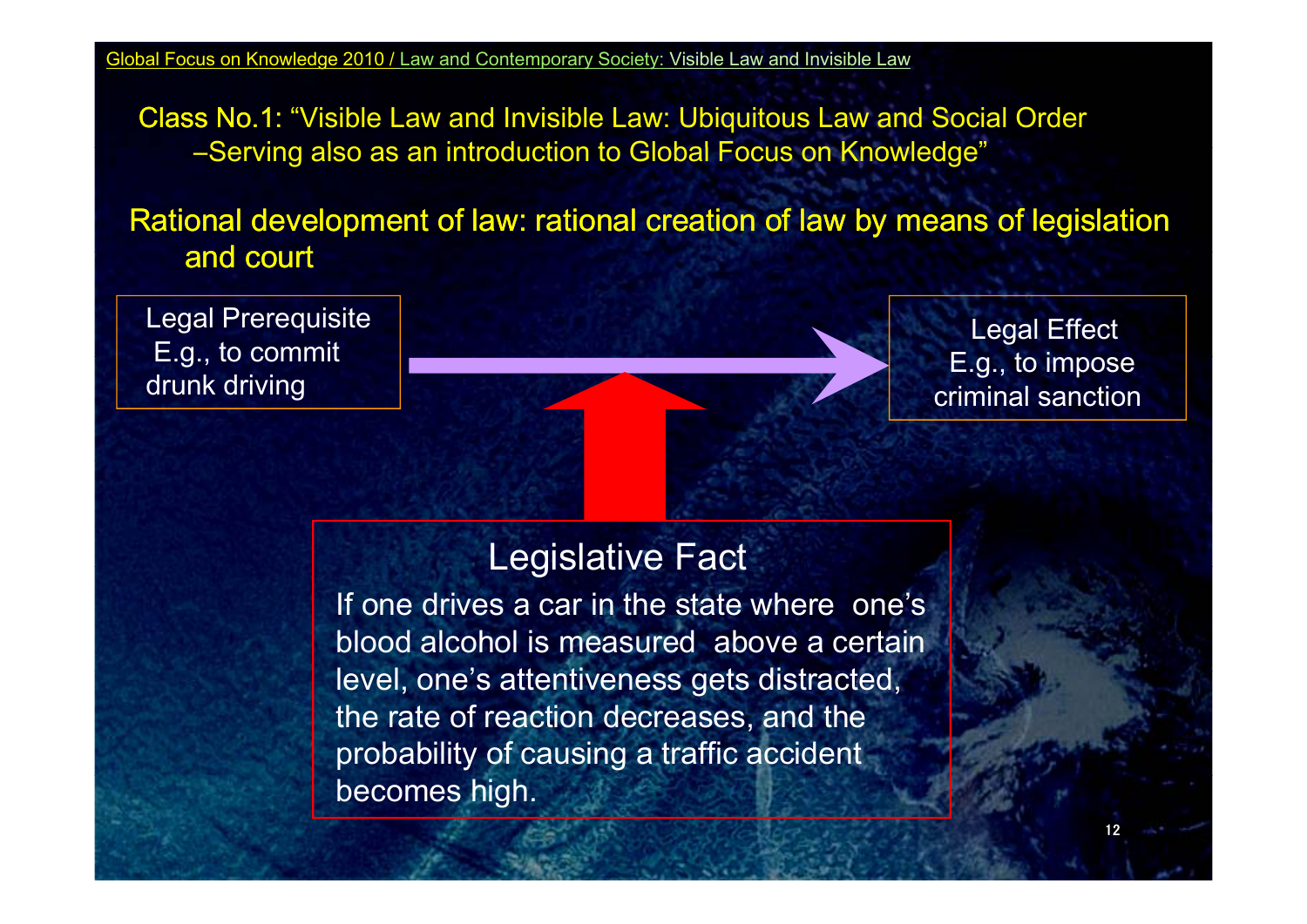Class No.1: "Visible Law and Invisible Law: Ubiquitous Law and Social Order –Serving also as an introduction to Global Focus on Knowledge"

## Rational development of law: rational creation of law by means of legislation and court

**Legal Prerequisite**
E.g., to commit drunk driving

→

**Legal Effect**
E.g., to impose criminal sanction

↑

**Legislative Fact**

If one drives a car in the state where one's blood alcohol is measured above a certain level, one's attentiveness gets distracted, the rate of reaction decreases, and the probability of causing a traffic accident becomes high.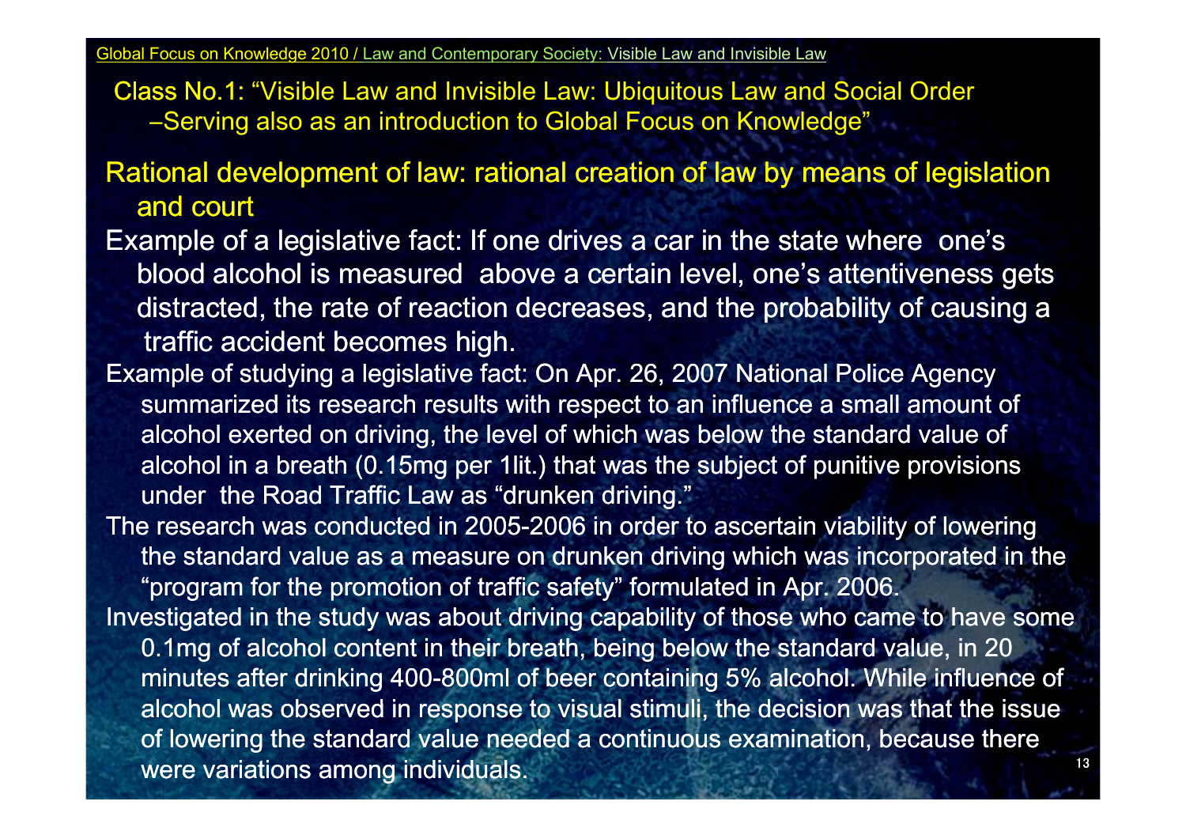Class No.1: "Visible Law and Invisible Law: Ubiquitous Law and Social Order –Serving also as an introduction to Global Focus on Knowledge"

## Rational development of law: rational creation of law by means of legislation and court

Example of a legislative fact: If one drives a car in the state where one's blood alcohol is measured above a certain level, one's attentiveness gets distracted, the rate of reaction decreases, and the probability of causing a traffic accident becomes high.

Example of studying a legislative fact: On Apr. 26, 2007 National Police Agency summarized its research results with respect to an influence a small amount of alcohol exerted on driving, the level of which was below the standard value of alcohol in a breath (0.15mg per 1lit.) that was the subject of punitive provisions under the Road Traffic Law as "drunken driving."

The research was conducted in 2005-2006 in order to ascertain viability of lowering the standard value as a measure on drunken driving which was incorporated in the "program for the promotion of traffic safety" formulated in Apr. 2006.

Investigated in the study was about driving capability of those who came to have some 0.1mg of alcohol content in their breath, being below the standard value, in 20 minutes after drinking 400-800ml of beer containing 5% alcohol. While influence of alcohol was observed in response to visual stimuli, the decision was that the issue of lowering the standard value needed a continuous examination, because there were variations among individuals.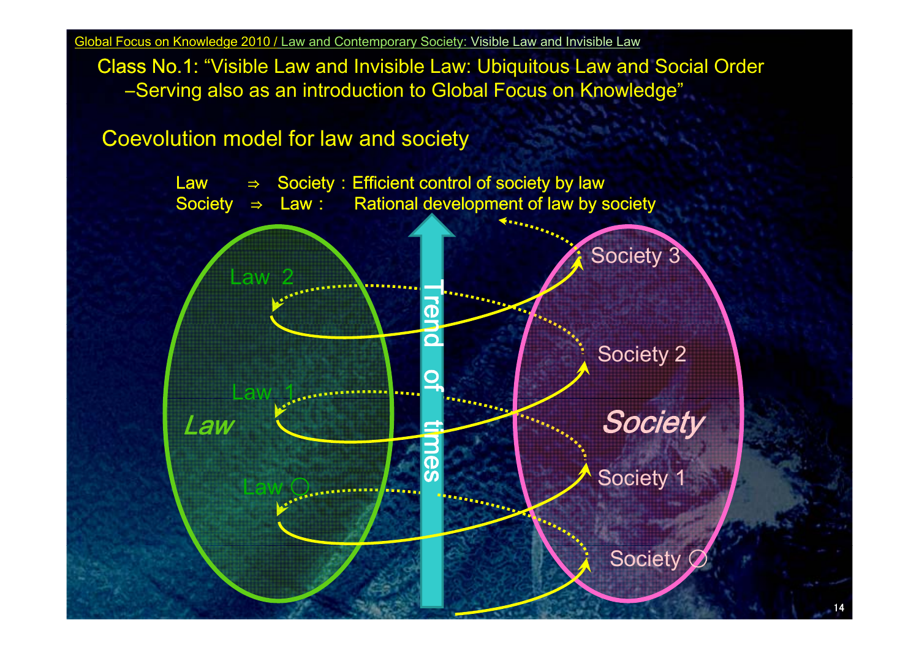Class No.1: "Visible Law and Invisible Law: Ubiquitous Law and Social Order –Serving also as an introduction to Global Focus on Knowledge"

## Coevolution model for law and society

Law ⇒ Society : Efficient control of society by law
Society ⇒ Law : Rational development of law by society

Law 2
Law 1
Law ○
*Law*

Trend of times

Society 3
Society 2
*Society*
Society 1
Society ○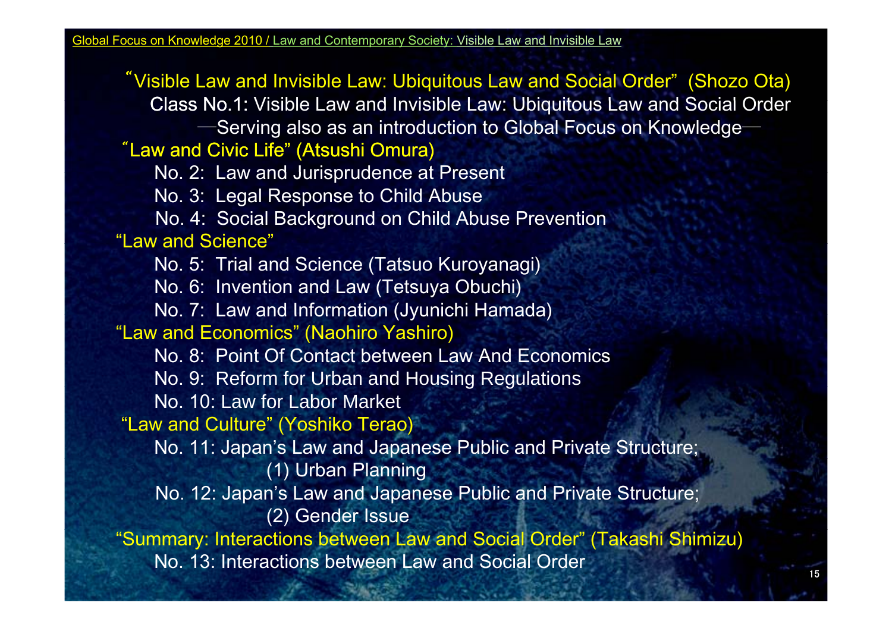"Visible Law and Invisible Law: Ubiquitous Law and Social Order" (Shozo Ota)

Class No.1: Visible Law and Invisible Law: Ubiquitous Law and Social Order

—Serving also as an introduction to Global Focus on Knowledge—

"Law and Civic Life" (Atsushi Omura)

- No. 2: Law and Jurisprudence at Present
- No. 3: Legal Response to Child Abuse
- No. 4: Social Background on Child Abuse Prevention

"Law and Science"

- No. 5: Trial and Science (Tatsuo Kuroyanagi)
- No. 6: Invention and Law (Tetsuya Obuchi)
- No. 7: Law and Information (Jyunichi Hamada)

"Law and Economics" (Naohiro Yashiro)

- No. 8: Point Of Contact between Law And Economics
- No. 9: Reform for Urban and Housing Regulations
- No. 10: Law for Labor Market

"Law and Culture" (Yoshiko Terao)

- No. 11: Japan's Law and Japanese Public and Private Structure; (1) Urban Planning
- No. 12: Japan's Law and Japanese Public and Private Structure; (2) Gender Issue

"Summary: Interactions between Law and Social Order" (Takashi Shimizu)

- No. 13: Interactions between Law and Social Order